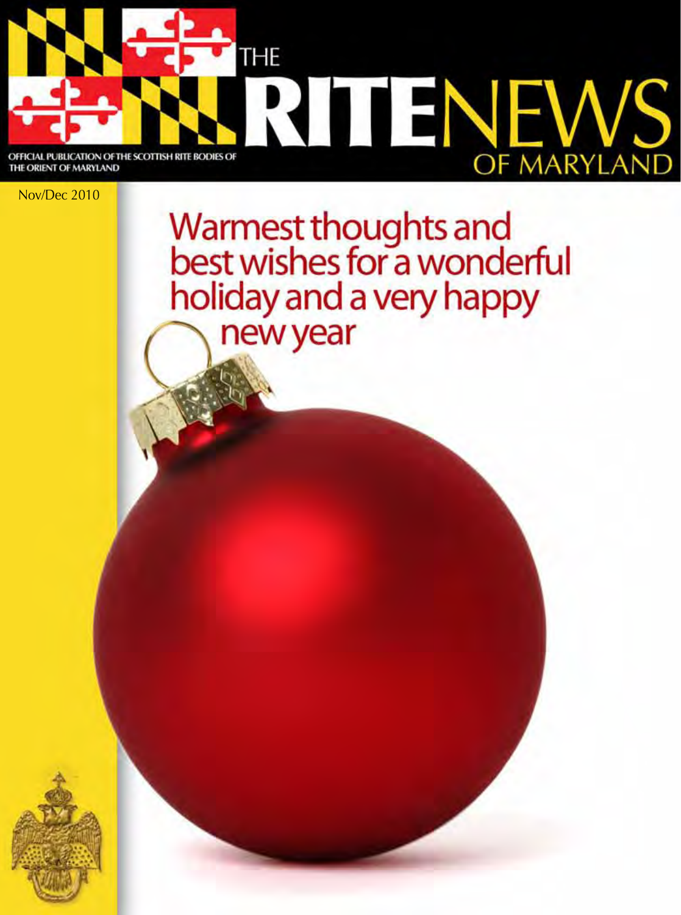# THE RITE NEWS OF MARYLAND

OFFICIAL PUBLICATION OF THE SCOTTISH RITE BODIES OF THE ORIENT OF MARYLAND

Nov/Dec 2010

## Warmest thoughts and best wishes for a wonderful holiday and a very happy new year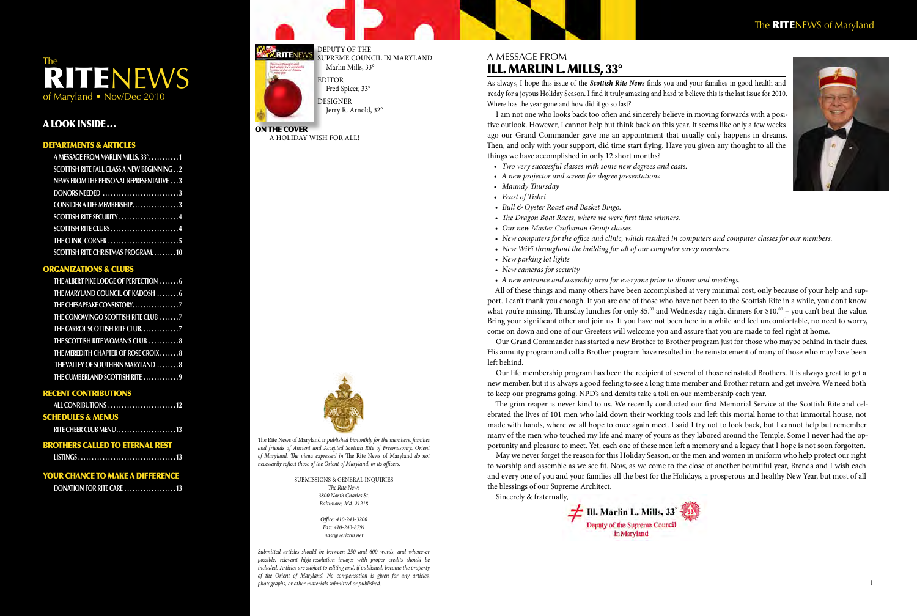The **RITE**NEWS of Maryland • Nov/Dec 2010

## A LOOK INSIDE…

### DEPARTMENTS & ARTICLES

A MESSAGE FROM MARLIN MILLS, 33° ........... 1
SCOTTISH RITE FALL CLASS A NEW BEGINNING .. 2
NEWS FROM THE PERSONAL REPRESENTATIVE ... 3
DONORS NEEDED ........................... 3
CONSIDER A LIFE MEMBERSHIP ................ 3
SCOTTISH RITE SECURITY ..................... 4
SCOTTISH RITE CLUBS ........................ 4
THE CLINIC CORNER .......................... 5
SCOTTISH RITE CHRISTMAS PROGRAM ......... 10

### ORGANIZATIONS & CLUBS

THE ALBERT PIKE LODGE OF PERFECTION ....... 6
THE MARYLAND COUNCIL OF KADOSH ........ 6
THE CHESAPEAKE CONSISTORY ................. 7
THE CONOWINGO SCOTTISH RITE CLUB ....... 7
THE CARROL SCOTTISH RITE CLUB .............. 7
THE SCOTTISH RITE WOMAN'S CLUB ........... 8
THE MEREDITH CHAPTER OF ROSE CROIX ....... 8
THE VALLEY OF SOUTHERN MARYLAND ........ 8
THE CUMBERLAND SCOTTISH RITE ............ 9

### RECENT CONTRIBUTIONS

ALL CONRIBUTIONS ......................... 12

### SCHEDULES & MENUS

RITE CHEER CLUB MENU ...................... 13

### BROTHERS CALLED TO ETERNAL REST

LISTINGS .................................... 13

### YOUR CHANCE TO MAKE A DIFFERENCE

DONATION FOR RITE CARE ................... 13

DEPUTY OF THE SUPREME COUNCIL IN MARYLAND
Marlin Mills, 33°

EDITOR
Fred Spicer, 33°

DESIGNER
Jerry R. Arnold, 32°

**ON THE COVER**
A HOLIDAY WISH FOR ALL!

The Rite News of Maryland *is published bimonthly for the members, families and friends of Ancient and Accepted Scottish Rite of Freemasonry, Orient of Maryland. The views expressed in* The Rite News of Maryland *do not necessarily reflect those of the Orient of Maryland, or its officers.*

SUBMISSIONS & GENERAL INQUIRIES
*The Rite News*
*3800 North Charles St.*
*Baltimore, Md. 21218*

*Office: 410-243-3200*
*Fax: 410-243-8791*
*aasr@verizon.net*

*Submitted articles should be between 250 and 600 words, and whenever possible, relevant high-resolution images with proper credits should be included. Articles are subject to editing and, if published, become the property of the Orient of Maryland. No compensation is given for any articles, photographs, or other materials submitted or published.*

# A MESSAGE FROM ILL. MARLIN L. MILLS, 33°

As always, I hope this issue of the ***Scottish Rite News*** finds you and your families in good health and ready for a joyous Holiday Season. I find it truly amazing and hard to believe this is the last issue for 2010. Where has the year gone and how did it go so fast?

I am not one who looks back too often and sincerely believe in moving forwards with a positive outlook. However, I cannot help but think back on this year. It seems like only a few weeks ago our Grand Commander gave me an appointment that usually only happens in dreams. Then, and only with your support, did time start flying. Have you given any thought to all the things we have accomplished in only 12 short months?

- *Two very successful classes with some new degrees and casts.*
- *A new projector and screen for degree presentations*
- *Maundy Thursday*
- *Feast of Tishri*
- *Bull & Oyster Roast and Basket Bingo.*
- *The Dragon Boat Races, where we were first time winners.*
- *Our new Master Craftsman Group classes.*
- *New computers for the office and clinic, which resulted in computers and computer classes for our members.*
- *New WiFi throughout the building for all of our computer savvy members.*
- *New parking lot lights*
- *New cameras for security*
- *A new entrance and assembly area for everyone prior to dinner and meetings.*

All of these things and many others have been accomplished at very minimal cost, only because of your help and support. I can't thank you enough. If you are one of those who have not been to the Scottish Rite in a while, you don't know what you're missing. Thursday lunches for only $5.00 and Wednesday night dinners for $10.00 – you can't beat the value. Bring your significant other and join us. If you have not been here in a while and feel uncomfortable, no need to worry, come on down and one of our Greeters will welcome you and assure that you are made to feel right at home.

Our Grand Commander has started a new Brother to Brother program just for those who maybe behind in their dues. His annuity program and call a Brother program have resulted in the reinstatement of many of those who may have been left behind.

Our life membership program has been the recipient of several of those reinstated Brothers. It is always great to get a new member, but it is always a good feeling to see a long time member and Brother return and get involve. We need both to keep our programs going. NPD's and demits take a toll on our membership each year.

The grim reaper is never kind to us. We recently conducted our first Memorial Service at the Scottish Rite and celebrated the lives of 101 men who laid down their working tools and left this mortal home to that immortal house, not made with hands, where we all hope to once again meet. I said I try not to look back, but I cannot help but remember many of the men who touched my life and many of yours as they labored around the Temple. Some I never had the opportunity and pleasure to meet. Yet, each one of these men left a memory and a legacy that I hope is not soon forgotten.

May we never forget the reason for this Holiday Season, or the men and women in uniform who help protect our right to worship and assemble as we see fit. Now, as we come to the close of another bountiful year, Brenda and I wish each and every one of you and your families all the best for the Holidays, a prosperous and healthy New Year, but most of all the blessings of our Supreme Architect.

Sincerely & fraternally,

Ill. Marlin L. Mills, 33°
Deputy of the Supreme Council in Maryland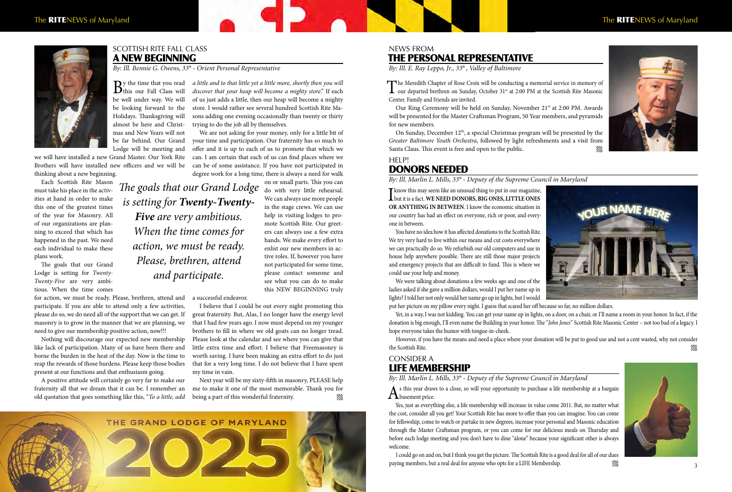## SCOTTISH RITE FALL CLASS
# A NEW BEGINNING

*By: Ill. Bennie G. Owens, 33° - Orient Personal Representative*

By the time that you read this our Fall Class will be well under way. We will be looking forward to the Holidays. Thanksgiving will almost be here and Christmas and New Years will not be far behind. Our Grand Lodge will be meeting and we will have installed a new Grand Master. Our York Rite Brothers will have installed new officers and we will be thinking about a new beginning.

Each Scottish Rite Mason must take his place in the activities at hand in order to make this one of the greatest times of the year for Masonry. All of our organizations are planning to exceed that which has happened in the past. We need each individual to make these plans work.

The goals that our Grand Lodge is setting for *Twenty-Twenty-Five* are very ambitious. When the time comes for action, we must be ready. Please, brethren, attend and participate. If you are able to attend only a few activities, please do so, we do need all of the support that we can get. If masonry is to grow in the manner that we are planning, we need to give our membership positive action, now!!!

Nothing will discourage our expected new membership like lack of participation. Many of us have been there and borne the burden in the heat of the day. Now is the time to reap the rewards of those burdens. Please keep those bodies present at our functions and that enthusiasm going.

A positive attitude will certainly go very far to make our fraternity all that we dream that it can be. I remember an old quotation that goes something like this, "*To a little, add a little and to that little yet a little more, shortly then you will discover that your heap will become a mighty store*." If each of us just adds a little, then our heap will become a mighty store. I would rather see several hundred Scottish Rite Masons adding one evening occasionally than twenty or thirty trying to do the job all by themselves.

We are not asking for your money, only for a little bit of your time and participation. Our fraternity has so much to offer and it is up to each of us to promote that which we can. I am certain that each of us can find places where we can be of some assistance. If you have not participated in degree work for a long time, there is always a need for walk on or small parts. This you can do with very little rehearsal. We can always use more people in the stage crews. We can use help in visiting lodges to promote Scottish Rite. Our greeters can always use a few extra hands. We make every effort to enlist our new members in active roles. If, however you have not participated for some time, please contact someone and see what you can do to make this NEW BEGINNING truly a successful endeavor.

> *The goals that our Grand Lodge is setting for **Twenty-Twenty-Five** are very ambitious. When the time comes for action, we must be ready. Please, brethren, attend and participate.*

I believe that I could be out every night promoting this great fraternity. But, Alas, I no longer have the energy level that I had few years ago. I now must depend on my younger brothers to fill in where we old goats can no longer tread. Please look at the calendar and see where you can give that little extra time and effort. I believe that Freemasonry is worth saving. I have been making an extra effort to do just that for a very long time. I do not believe that I have spent my time in vain.

Next year will be my sixty-fifth in masonry, PLEASE help me to make it one of the most memorable. Thank you for being a part of this wonderful fraternity.

THE GRAND LODGE OF MARYLAND 2025

## NEWS FROM
# THE PERSONAL REPRESENTATIVE

*By: Ill. E. Ray Leppo, Jr., 33° , Valley of Baltimore*

The Meredith Chapter of Rose Croix will be conducting a memorial service in memory of our departed brethren on Sunday, October 31st at 2:00 PM at the Scottish Rite Masonic Center. Family and friends are invited.

Our Ring Ceremony will be held on Sunday, November 21st at 2:00 PM. Awards will be presented for the Master Craftsman Program, 50 Year members, and pyramids for new members.

On Sunday, December 12th, a special Christmas program will be presented by the *Greater Baltimore Youth Orchestra*, followed by light refreshments and a visit from Santa Claus. This event is free and open to the public.

## HELP!
# DONORS NEEDED

*By: Ill. Marlin L. Mills, 33° - Deputy of the Supreme Council in Maryland*

I know this may seem like an unusual thing to put in our magazine, but it is a fact. **WE NEED DONORS, BIG ONES, LITTLE ONES OR ANYTHING IN BETWEEN**. I know the economic situation in our country has had an effect on everyone, rich or poor, and everyone in between.

You have no idea how it has affected donations to the Scottish Rite. We try very hard to live within our means and cut costs everywhere we can practically do so. We refurbish our old computers and use in house help anywhere possible. There are still those major projects and emergency projects that are difficult to fund. This is where we could use your help and money.

We were talking about donations a few weeks ago and one of the ladies asked if she gave a million dollars, would I put her name up in lights? I told her not only would her name go up in lights, but I would put her picture on my pillow every night. I guess that scared her off because so far, no million dollars.

Yet, in a way, I was not kidding. You can get your name up in lights, on a door, on a chair, or I'll name a room in your honor. In fact, if the donation is big enough, I'll even name the Building in your honor. The "*John Jones*" Scottish Rite Masonic Center – not too bad of a legacy. I hope everyone takes the humor with tongue-in-cheek.

However, if you have the means and need a place where your donation will be put to good use and not a cent wasted, why not consider the Scottish Rite.

## CONSIDER A
# LIFE MEMBERSHIP

*By: Ill. Marlin L. Mills, 33° - Deputy of the Supreme Council in Maryland*

As this year draws to a close, so will your opportunity to purchase a life membership at a bargain basement price.

Yes, just as everything else, a life membership will increase in value come 2011. But, no matter what the cost, consider all you get! Your Scottish Rite has more to offer than you can imagine. You can come for fellowship, come to watch or partake in new degrees, increase your personal and Masonic education through the Master Craftsman program, or you can come for our delicious meals on Thursday and before each lodge meeting and you don't have to dine "alone" because your significant other is always welcome.

I could go on and on, but I think you get the picture. The Scottish Rite is a good deal for all of our dues paying members, but a real deal for anyone who opts for a LIFE Membership.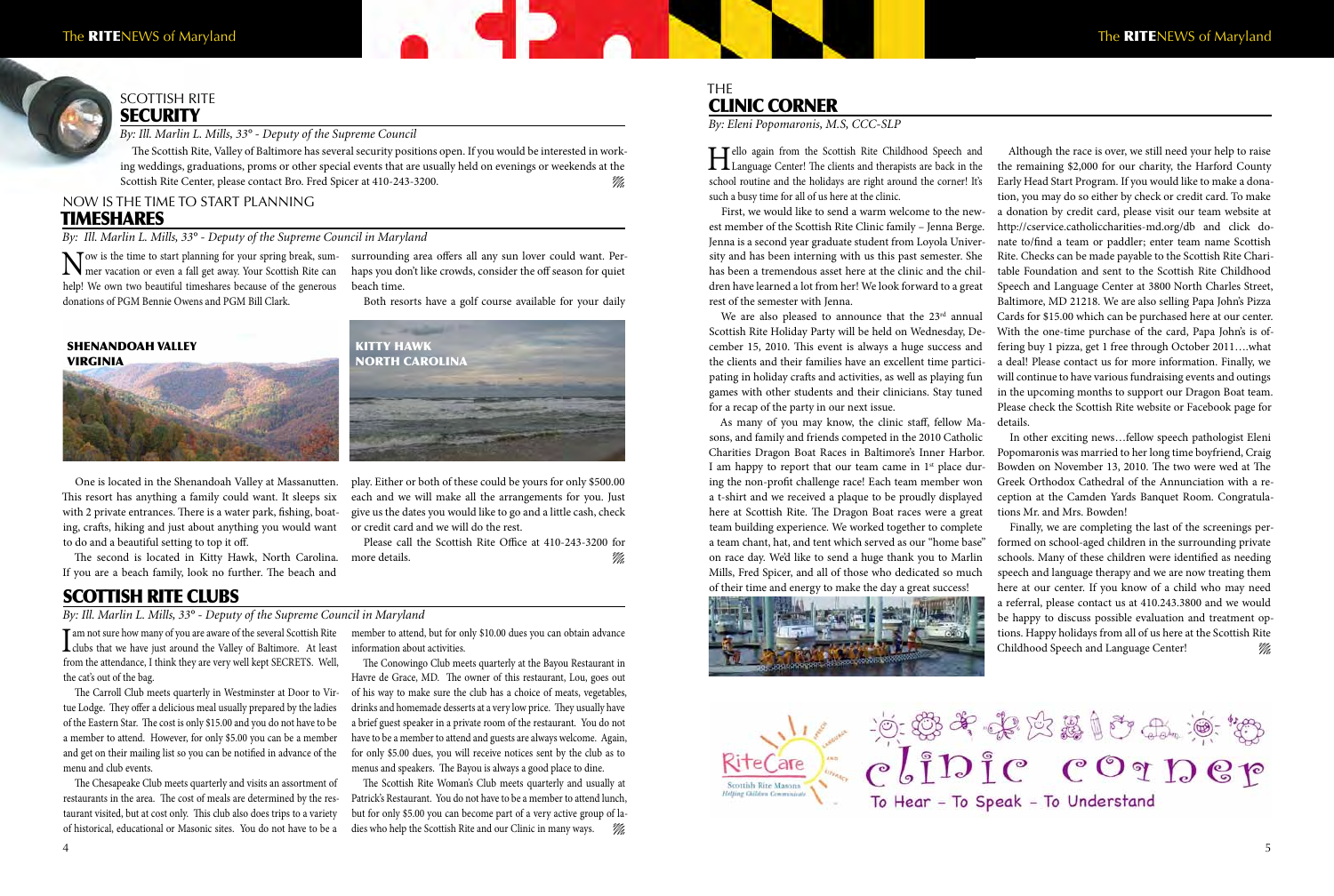## SCOTTISH RITE SECURITY

*By: Ill. Marlin L. Mills, 33° - Deputy of the Supreme Council*

The Scottish Rite, Valley of Baltimore has several security positions open. If you would be interested in working weddings, graduations, proms or other special events that are usually held on evenings or weekends at the Scottish Rite Center, please contact Bro. Fred Spicer at 410-243-3200.

## NOW IS THE TIME TO START PLANNING TIMESHARES

*By: Ill. Marlin L. Mills, 33° - Deputy of the Supreme Council in Maryland*

Now is the time to start planning for your spring break, summer vacation or even a fall get away. Your Scottish Rite can help! We own two beautiful timeshares because of the generous donations of PGM Bennie Owens and PGM Bill Clark.

**SHENANDOAH VALLEY VIRGINIA**

**KITTY HAWK NORTH CAROLINA**

One is located in the Shenandoah Valley at Massanutten. This resort has anything a family could want. It sleeps six with 2 private entrances. There is a water park, fishing, boating, crafts, hiking and just about anything you would want to do and a beautiful setting to top it off.

The second is located in Kitty Hawk, North Carolina. If you are a beach family, look no further. The beach and surrounding area offers all any sun lover could want. Perhaps you don't like crowds, consider the off season for quiet beach time.

Both resorts have a golf course available for your daily play. Either or both of these could be yours for only $500.00 each and we will make all the arrangements for you. Just give us the dates you would like to go and a little cash, check or credit card and we will do the rest.

Please call the Scottish Rite Office at 410-243-3200 for more details.

## SCOTTISH RITE CLUBS

*By: Ill. Marlin L. Mills, 33° - Deputy of the Supreme Council in Maryland*

I am not sure how many of you are aware of the several Scottish Rite clubs that we have just around the Valley of Baltimore. At least from the attendance, I think they are very well kept SECRETS. Well, the cat's out of the bag.

The Carroll Club meets quarterly in Westminster at Door to Virtue Lodge. They offer a delicious meal usually prepared by the ladies of the Eastern Star. The cost is only $15.00 and you do not have to be a member to attend. However, for only $5.00 you can be a member and get on their mailing list so you can be notified in advance of the menu and club events.

The Chesapeake Club meets quarterly and visits an assortment of restaurants in the area. The cost of meals are determined by the restaurant visited, but at cost only. This club also does trips to a variety of historical, educational or Masonic sites. You do not have to be a member to attend, but for only $10.00 dues you can obtain advance information about activities.

The Conowingo Club meets quarterly at the Bayou Restaurant in Havre de Grace, MD. The owner of this restaurant, Lou, goes out of his way to make sure the club has a choice of meats, vegetables, drinks and homemade desserts at a very low price. They usually have a brief guest speaker in a private room of the restaurant. You do not have to be a member to attend and guests are always welcome. Again, for only $5.00 dues, you will receive notices sent by the club as to menus and speakers. The Bayou is always a good place to dine.

The Scottish Rite Woman's Club meets quarterly and usually at Patrick's Restaurant. You do not have to be a member to attend lunch, but for only $5.00 you can become part of a very active group of ladies who help the Scottish Rite and our Clinic in many ways.

## THE CLINIC CORNER

*By: Eleni Popomaronis, M.S, CCC-SLP*

Hello again from the Scottish Rite Childhood Speech and Language Center! The clients and therapists are back in the school routine and the holidays are right around the corner! It's such a busy time for all of us here at the clinic.

First, we would like to send a warm welcome to the newest member of the Scottish Rite Clinic family – Jenna Berge. Jenna is a second year graduate student from Loyola University and has been interning with us this past semester. She has been a tremendous asset here at the clinic and the children have learned a lot from her! We look forward to a great rest of the semester with Jenna.

We are also pleased to announce that the 23rd annual Scottish Rite Holiday Party will be held on Wednesday, December 15, 2010. This event is always a huge success and the clients and their families have an excellent time participating in holiday crafts and activities, as well as playing fun games with other students and their clinicians. Stay tuned for a recap of the party in our next issue.

As many of you may know, the clinic staff, fellow Masons, and family and friends competed in the 2010 Catholic Charities Dragon Boat Races in Baltimore's Inner Harbor. I am happy to report that our team came in 1st place during the non-profit challenge race! Each team member won a t-shirt and we received a plaque to be proudly displayed here at Scottish Rite. The Dragon Boat races were a great team building experience. We worked together to complete a team chant, hat, and tent which served as our "home base" on race day. We'd like to send a huge thank you to Marlin Mills, Fred Spicer, and all of those who dedicated so much of their time and energy to make the day a great success!

Although the race is over, we still need your help to raise the remaining $2,000 for our charity, the Harford County Early Head Start Program. If you would like to make a donation, you may do so either by check or credit card. To make a donation by credit card, please visit our team website at http://cservice.catholiccharities-md.org/db and click donate to/find a team or paddler; enter team name Scottish Rite. Checks can be made payable to the Scottish Rite Charitable Foundation and sent to the Scottish Rite Childhood Speech and Language Center at 3800 North Charles Street, Baltimore, MD 21218. We are also selling Papa John's Pizza Cards for $15.00 which can be purchased here at our center. With the one-time purchase of the card, Papa John's is offering buy 1 pizza, get 1 free through October 2011….what a deal! Please contact us for more information. Finally, we will continue to have various fundraising events and outings in the upcoming months to support our Dragon Boat team. Please check the Scottish Rite website or Facebook page for details.

In other exciting news…fellow speech pathologist Eleni Popomaronis was married to her long time boyfriend, Craig Bowden on November 13, 2010. The two were wed at The Greek Orthodox Cathedral of the Annunciation with a reception at the Camden Yards Banquet Room. Congratulations Mr. and Mrs. Bowden!

Finally, we are completing the last of the screenings performed on school-aged children in the surrounding private schools. Many of these children were identified as needing speech and language therapy and we are now treating them here at our center. If you know of a child who may need a referral, please contact us at 410.243.3800 and we would be happy to discuss possible evaluation and treatment options. Happy holidays from all of us here at the Scottish Rite Childhood Speech and Language Center!

RiteCare — Scottish Rite Masons Helping Children Communicate

clinic corner — To Hear – To Speak – To Understand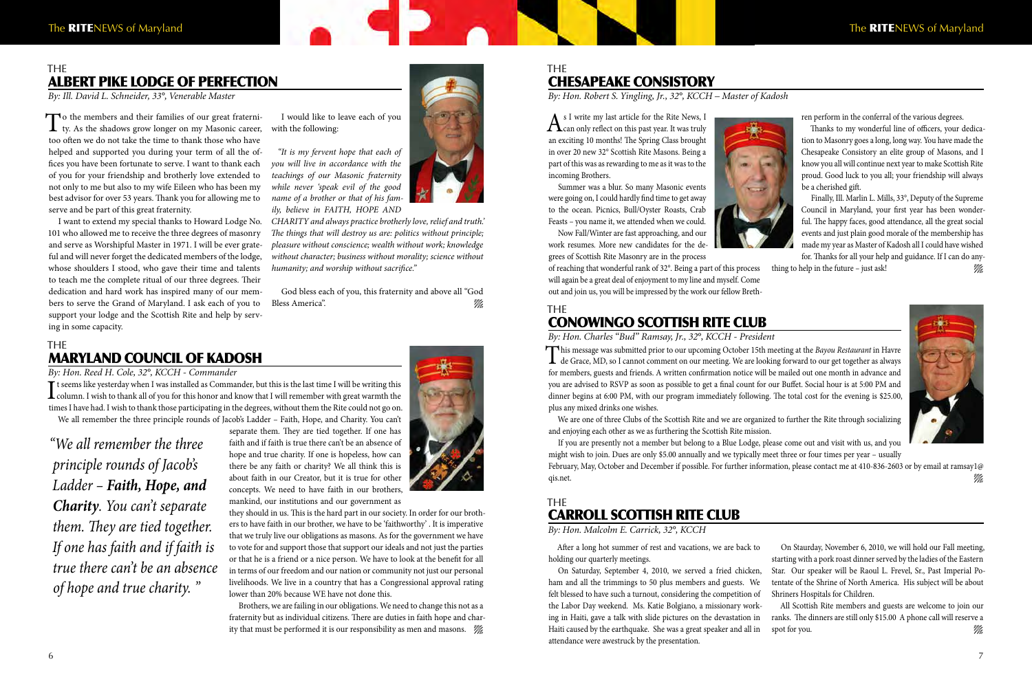## THE
## ALBERT PIKE LODGE OF PERFECTION

*By: Ill. David L. Schneider, 33°, Venerable Master*

To the members and their families of our great fraternity. As the shadows grow longer on my Masonic career, too often we do not take the time to thank those who have helped and supported you during your term of all the offices you have been fortunate to serve. I want to thank each of you for your friendship and brotherly love extended to not only to me but also to my wife Eileen who has been my best advisor for over 53 years. Thank you for allowing me to serve and be part of this great fraternity.

I want to extend my special thanks to Howard Lodge No. 101 who allowed me to receive the three degrees of masonry and serve as Worshipful Master in 1971. I will be ever grateful and will never forget the dedicated members of the lodge, whose shoulders I stood, who gave their time and talents to teach me the complete ritual of our three degrees. Their dedication and hard work has inspired many of our members to serve the Grand of Maryland. I ask each of you to support your lodge and the Scottish Rite and help by serving in some capacity.

I would like to leave each of you with the following:

*"It is my fervent hope that each of you will live in accordance with the teachings of our Masonic fraternity while never 'speak evil of the good name of a brother or that of his family, believe in FAITH, HOPE AND CHARITY and always practice brotherly love, relief and truth.' The things that will destroy us are: politics without principle; pleasure without conscience; wealth without work; knowledge without character; business without morality; science without humanity; and worship without sacrifice."*

God bless each of you, this fraternity and above all "God Bless America".

## THE
## MARYLAND COUNCIL OF KADOSH

*By: Hon. Reed H. Cole, 32°, KCCH - Commander*

It seems like yesterday when I was installed as Commander, but this is the last time I will be writing this column. I wish to thank all of you for this honor and know that I will remember with great warmth the times I have had. I wish to thank those participating in the degrees, without them the Rite could not go on.

We all remember the three principle rounds of Jacob's Ladder – Faith, Hope, and Charity. You can't separate them. They are tied together. If one has faith and if faith is true there can't be an absence of hope and true charity. If one is hopeless, how can there be any faith or charity? We all think this is about faith in our Creator, but it is true for other concepts. We need to have faith in our brothers, mankind, our institutions and our government as they should in us. This is the hard part in our society. In order for our brothers to have faith in our brother, we have to be 'faithworthy' . It is imperative that we truly live our obligations as masons. As for the government we have to vote for and support those that support our ideals and not just the parties or that he is a friend or a nice person. We have to look at the benefit for all in terms of our freedom and our nation or community not just our personal livelihoods. We live in a country that has a Congressional approval rating lower than 20% because WE have not done this.

Brothers, we are failing in our obligations. We need to change this not as a fraternity but as individual citizens. There are duties in faith hope and charity that must be performed it is our responsibility as men and masons.

*"We all remember the three principle rounds of Jacob's Ladder – **Faith, Hope, and Charity**. You can't separate them. They are tied together. If one has faith and if faith is true there can't be an absence of hope and true charity. "*

## THE
## CHESAPEAKE CONSISTORY

*By: Hon. Robert S. Yingling, Jr., 32°, KCCH – Master of Kadosh*

As I write my last article for the Rite News, I can only reflect on this past year. It was truly an exciting 10 months! The Spring Class brought in over 20 new 32° Scottish Rite Masons. Being a part of this was as rewarding to me as it was to the incoming Brothers.

Summer was a blur. So many Masonic events were going on, I could hardly find time to get away to the ocean. Picnics, Bull/Oyster Roasts, Crab Feasts – you name it, we attended when we could.

Now Fall/Winter are fast approaching, and our work resumes. More new candidates for the degrees of Scottish Rite Masonry are in the process of reaching that wonderful rank of 32°. Being a part of this process will again be a great deal of enjoyment to my line and myself. Come out and join us, you will be impressed by the work our fellow Brethren perform in the conferral of the various degrees.

Thanks to my wonderful line of officers, your dedication to Masonry goes a long, long way. You have made the Chesapeake Consistory an elite group of Masons, and I know you all will continue next year to make Scottish Rite proud. Good luck to you all; your friendship will always be a cherished gift.

Finally, Ill. Marlin L. Mills, 33°, Deputy of the Supreme Council in Maryland, your first year has been wonderful. The happy faces, good attendance, all the great social events and just plain good morale of the membership has made my year as Master of Kadosh all I could have wished for. Thanks for all your help and guidance. If I can do anything to help in the future – just ask!

## THE
## CONOWINGO SCOTTISH RITE CLUB

*By: Hon. Charles "Bud" Ramsay, Jr., 32°, KCCH - President*

This message was submitted prior to our upcoming October 15th meeting at the *Bayou Restaurant* in Havre de Grace, MD, so I cannot comment on our meeting. We are looking forward to our get together as always for members, guests and friends. A written confirmation notice will be mailed out one month in advance and you are advised to RSVP as soon as possible to get a final count for our Buffet. Social hour is at 5:00 PM and dinner begins at 6:00 PM, with our program immediately following. The total cost for the evening is $25.00, plus any mixed drinks one wishes.

We are one of three Clubs of the Scottish Rite and we are organized to further the Rite through socializing and enjoying each other as we as furthering the Scottish Rite mission.

If you are presently not a member but belong to a Blue Lodge, please come out and visit with us, and you might wish to join. Dues are only $5.00 annually and we typically meet three or four times per year – usually February, May, October and December if possible. For further information, please contact me at 410-836-2603 or by email at ramsay1@qis.net.

## THE
## CARROLL SCOTTISH RITE CLUB

*By: Hon. Malcolm E. Carrick, 32°, KCCH*

After a long hot summer of rest and vacations, we are back to holding our quarterly meetings.

On Saturday, September 4, 2010, we served a fried chicken, ham and all the trimmings to 50 plus members and guests. We felt blessed to have such a turnout, considering the competition of the Labor Day weekend. Ms. Katie Bolgiano, a missionary working in Haiti, gave a talk with slide pictures on the devastation in Haiti caused by the earthquake. She was a great speaker and all in attendance were awestruck by the presentation.

On Staurday, November 6, 2010, we will hold our Fall meeting, starting with a pork roast dinner served by the ladies of the Eastern Star. Our speaker will be Raoul L. Frevel, Sr., Past Imperial Potentate of the Shrine of North America. His subject will be about Shriners Hospitals for Children.

All Scottish Rite members and guests are welcome to join our ranks. The dinners are still only $15.00 A phone call will reserve a spot for you.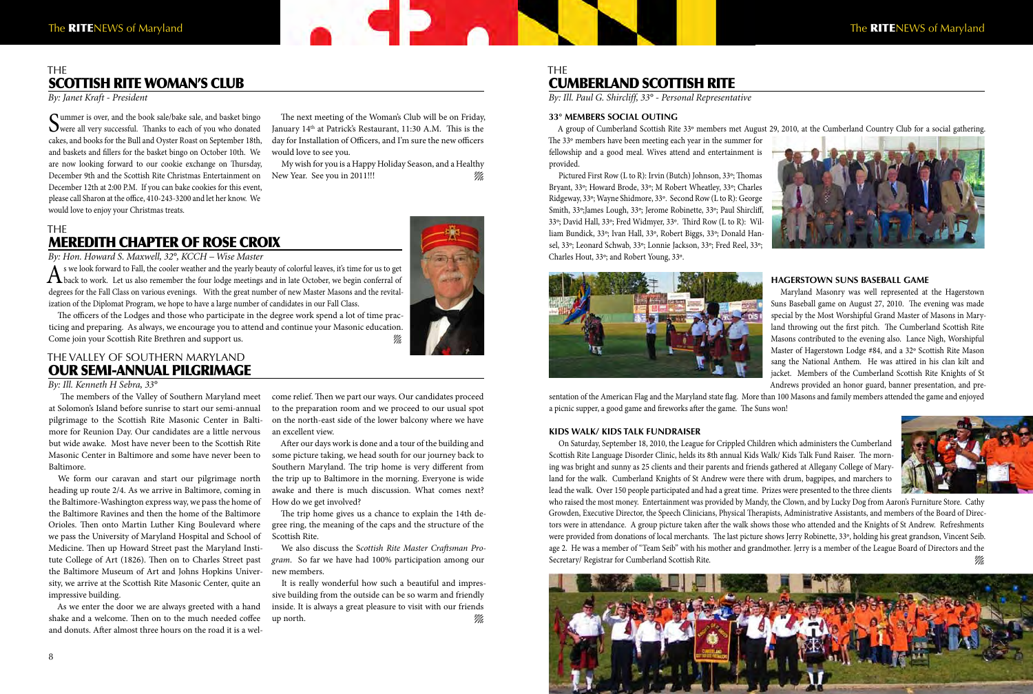## THE SCOTTISH RITE WOMAN'S CLUB

*By: Janet Kraft - President*

Summer is over, and the book sale/bake sale, and basket bingo were all very successful. Thanks to each of you who donated cakes, and books for the Bull and Oyster Roast on September 18th, and baskets and fillers for the basket bingo on October 10th. We are now looking forward to our cookie exchange on Thursday, December 9th and the Scottish Rite Christmas Entertainment on December 12th at 2:00 P.M. If you can bake cookies for this event, please call Sharon at the office, 410-243-3200 and let her know. We would love to enjoy your Christmas treats.

The next meeting of the Woman's Club will be on Friday, January 14th at Patrick's Restaurant, 11:30 A.M. This is the day for Installation of Officers, and I'm sure the new officers would love to see you.

My wish for you is a Happy Holiday Season, and a Healthy New Year. See you in 2011!!!

## THE MEREDITH CHAPTER OF ROSE CROIX

*By: Hon. Howard S. Maxwell, 32°, KCCH – Wise Master*

As we look forward to Fall, the cooler weather and the yearly beauty of colorful leaves, it's time for us to get back to work. Let us also remember the four lodge meetings and in late October, we begin conferral of degrees for the Fall Class on various evenings. With the great number of new Master Masons and the revitalization of the Diplomat Program, we hope to have a large number of candidates in our Fall Class.

The officers of the Lodges and those who participate in the degree work spend a lot of time practicing and preparing. As always, we encourage you to attend and continue your Masonic education. Come join your Scottish Rite Brethren and support us.

## THE VALLEY OF SOUTHERN MARYLAND OUR SEMI-ANNUAL PILGRIMAGE

*By: Ill. Kenneth H Sebra, 33°*

The members of the Valley of Southern Maryland meet at Solomon's Island before sunrise to start our semi-annual pilgrimage to the Scottish Rite Masonic Center in Baltimore for Reunion Day. Our candidates are a little nervous but wide awake. Most have never been to the Scottish Rite Masonic Center in Baltimore and some have never been to Baltimore.

We form our caravan and start our pilgrimage north heading up route 2/4. As we arrive in Baltimore, coming in the Baltimore-Washington express way, we pass the home of the Baltimore Ravines and then the home of the Baltimore Orioles. Then onto Martin Luther King Boulevard where we pass the University of Maryland Hospital and School of Medicine. Then up Howard Street past the Maryland Institute College of Art (1826). Then on to Charles Street past the Baltimore Museum of Art and Johns Hopkins University, we arrive at the Scottish Rite Masonic Center, quite an impressive building.

As we enter the door we are always greeted with a hand shake and a welcome. Then on to the much needed coffee and donuts. After almost three hours on the road it is a welcome relief. Then we part our ways. Our candidates proceed to the preparation room and we proceed to our usual spot on the north-east side of the lower balcony where we have an excellent view.

After our days work is done and a tour of the building and some picture taking, we head south for our journey back to Southern Maryland. The trip home is very different from the trip up to Baltimore in the morning. Everyone is wide awake and there is much discussion. What comes next? How do we get involved?

The trip home gives us a chance to explain the 14th degree ring, the meaning of the caps and the structure of the Scottish Rite.

We also discuss the *Scottish Rite Master Craftsman Program*. So far we have had 100% participation among our new members.

It is really wonderful how such a beautiful and impressive building from the outside can be so warm and friendly inside. It is always a great pleasure to visit with our friends up north.

## THE CUMBERLAND SCOTTISH RITE

*By: Ill. Paul G. Shircliff, 33° - Personal Representative*

### 33° MEMBERS SOCIAL OUTING

A group of Cumberland Scottish Rite 33° members met August 29, 2010, at the Cumberland Country Club for a social gathering. The 33° members have been meeting each year in the summer for fellowship and a good meal. Wives attend and entertainment is provided.

Pictured First Row (L to R): Irvin (Butch) Johnson, 33°; Thomas Bryant, 33°; Howard Brode, 33°; M Robert Wheatley, 33°; Charles Ridgeway, 33°; Wayne Shidmore, 33°. Second Row (L to R): George Smith, 33°; James Lough, 33°; Jerome Robinette, 33°; Paul Shircliff, 33°; David Hall, 33°; Fred Widmyer, 33°. Third Row (L to R): William Bundick, 33°; Ivan Hall, 33°, Robert Biggs, 33°; Donald Hansel, 33°; Leonard Schwab, 33°; Lonnie Jackson, 33°; Fred Reel, 33°; Charles Hout, 33°; and Robert Young, 33°.

### HAGERSTOWN SUNS BASEBALL GAME

Maryland Masonry was well represented at the Hagerstown Suns Baseball game on August 27, 2010. The evening was made special by the Most Worshipful Grand Master of Masons in Maryland throwing out the first pitch. The Cumberland Scottish Rite Masons contributed to the evening also. Lance Nigh, Worshipful Master of Hagerstown Lodge #84, and a 32° Scottish Rite Mason sang the National Anthem. He was attired in his clan kilt and jacket. Members of the Cumberland Scottish Rite Knights of St Andrews provided an honor guard, banner presentation, and presentation of the American Flag and the Maryland state flag. More than 100 Masons and family members attended the game and enjoyed a picnic supper, a good game and fireworks after the game. The Suns won!

### KIDS WALK/ KIDS TALK FUNDRAISER

On Saturday, September 18, 2010, the League for Crippled Children which administers the Cumberland Scottish Rite Language Disorder Clinic, helds its 8th annual Kids Walk/ Kids Talk Fund Raiser. The morning was bright and sunny as 25 clients and their parents and friends gathered at Allegany College of Maryland for the walk. Cumberland Knights of St Andrew were there with drum, bagpipes, and marchers to lead the walk. Over 150 people participated and had a great time. Prizes were presented to the three clients who raised the most money. Entertainment was provided by Mandy, the Clown, and by Lucky Dog from Aaron's Furniture Store. Cathy Growden, Executive Director, the Speech Clinicians, Physical Therapists, Administrative Assistants, and members of the Board of Directors were in attendance. A group picture taken after the walk shows those who attended and the Knights of St Andrew. Refreshments were provided from donations of local merchants. The last picture shows Jerry Robinette, 33°, holding his great grandson, Vincent Seib. age 2. He was a member of "Team Seib" with his mother and grandmother. Jerry is a member of the League Board of Directors and the Secretary/ Registrar for Cumberland Scottish Rite.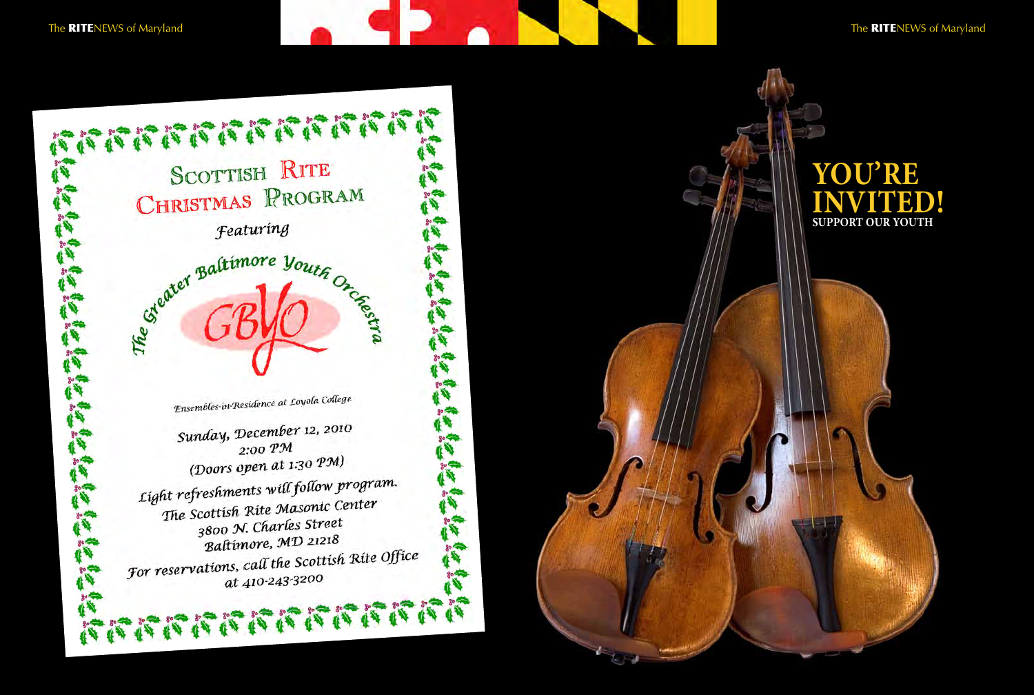# Scottish Rite Christmas Program

*Featuring*

*The Greater Baltimore Youth Orchestra*

GBYO

*Ensembles-in-Residence at Loyola College*

*Sunday, December 12, 2010*
*2:00 PM*
*(Doors open at 1:30 PM)*

*Light refreshments will follow program.*

*The Scottish Rite Masonic Center*
*3800 N. Charles Street*
*Baltimore, MD 21218*

*For reservations, call the Scottish Rite Office at 410-243-3200*

# YOU'RE INVITED!

**SUPPORT OUR YOUTH**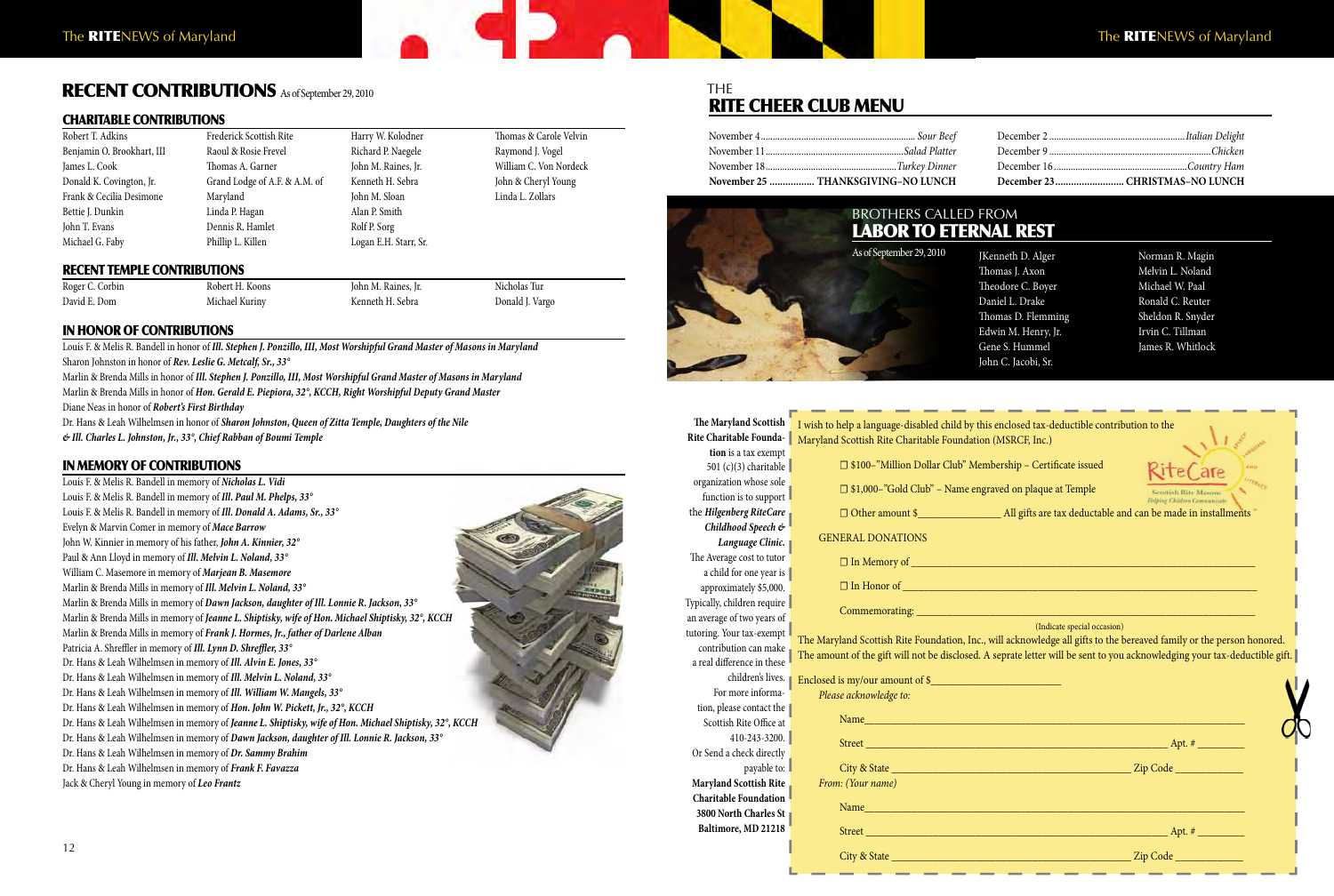## RECENT CONTRIBUTIONS As of September 29, 2010

### CHARITABLE CONTRIBUTIONS

| | | | |
|---|---|---|---|
| Robert T. Adkins | Frederick Scottish Rite | Harry W. Kolodner | Thomas & Carole Velvin |
| Benjamin O. Brookhart, III | Raoul & Rosie Frevel | Richard P. Naegele | Raymond J. Vogel |
| James L. Cook | Thomas A. Garner | John M. Raines, Jr. | William C. Von Nordeck |
| Donald K. Covington, Jr. | Grand Lodge of A.F. & A.M. of Maryland | Kenneth H. Sebra | John & Cheryl Young |
| Frank & Cecilia Desimone | | John M. Sloan | Linda L. Zollars |
| Bettie J. Dunkin | Linda P. Hagan | Alan P. Smith | |
| John T. Evans | Dennis R. Hamlet | Rolf P. Sorg | |
| Michael G. Faby | Phillip L. Killen | Logan E.H. Starr, Sr. | |

### RECENT TEMPLE CONTRIBUTIONS

| | | | |
|---|---|---|---|
| Roger C. Corbin | Robert H. Koons | John M. Raines, Jr. | Nicholas Tur |
| David E. Dom | Michael Kuriny | Kenneth H. Sebra | Donald J. Vargo |

### IN HONOR OF CONTRIBUTIONS

Louis F. & Melis R. Bandell in honor of ***Ill. Stephen J. Ponzillo, III, Most Worshipful Grand Master of Masons in Maryland***
Sharon Johnston in honor of ***Rev. Leslie G. Metcalf, Sr., 33°***
Marlin & Brenda Mills in honor of ***Ill. Stephen J. Ponzillo, III, Most Worshipful Grand Master of Masons in Maryland***
Marlin & Brenda Mills in honor of ***Hon. Gerald E. Piepiora, 32°, KCCH, Right Worshipful Deputy Grand Master***
Diane Neas in honor of ***Robert's First Birthday***
Dr. Hans & Leah Wilhelmsen in honor of ***Sharon Johnston, Queen of Zitta Temple, Daughters of the Nile & Ill. Charles L. Johnston, Jr., 33°, Chief Rabban of Boumi Temple***

### IN MEMORY OF CONTRIBUTIONS

Louis F. & Melis R. Bandell in memory of ***Nicholas L. Vidi***
Louis F. & Melis R. Bandell in memory of ***Ill. Paul M. Phelps, 33°***
Louis F. & Melis R. Bandell in memory of ***Ill. Donald A. Adams, Sr., 33°***
Evelyn & Marvin Comer in memory of ***Mace Barrow***
John W. Kinnier in memory of his father, ***John A. Kinnier, 32°***
Paul & Ann Lloyd in memory of ***Ill. Melvin L. Noland, 33°***
William C. Masemore in memory of ***Marjean B. Masemore***
Marlin & Brenda Mills in memory of ***Ill. Melvin L. Noland, 33°***
Marlin & Brenda Mills in memory of ***Dawn Jackson, daughter of Ill. Lonnie R. Jackson, 33°***
Marlin & Brenda Mills in memory of ***Jeanne L. Shiptisky, wife of Hon. Michael Shiptisky, 32°, KCCH***
Marlin & Brenda Mills in memory of ***Frank J. Hormes, Jr., father of Darlene Alban***
Patricia A. Shreffler in memory of ***Ill. Lynn D. Shreffler, 33°***
Dr. Hans & Leah Wilhelmsen in memory of ***Ill. Alvin E. Jones, 33°***
Dr. Hans & Leah Wilhelmsen in memory of ***Ill. Melvin L. Noland, 33°***
Dr. Hans & Leah Wilhelmsen in memory of ***Ill. William W. Mangels, 33°***
Dr. Hans & Leah Wilhelmsen in memory of ***Hon. John W. Pickett, Jr., 32°, KCCH***
Dr. Hans & Leah Wilhelmsen in memory of ***Jeanne L. Shiptisky, wife of Hon. Michael Shiptisky, 32°, KCCH***
Dr. Hans & Leah Wilhelmsen in memory of ***Dawn Jackson, daughter of Ill. Lonnie R. Jackson, 33°***
Dr. Hans & Leah Wilhelmsen in memory of ***Dr. Sammy Brahim***
Dr. Hans & Leah Wilhelmsen in memory of ***Frank F. Favazza***
Jack & Cheryl Young in memory of ***Leo Frantz***

## THE RITE CHEER CLUB MENU

| | |
|---|---|
| November 4 ... *Sour Beef* | December 2 ... *Italian Delight* |
| November 11 ... *Salad Platter* | December 9 ... *Chicken* |
| November 18 ... *Turkey Dinner* | December 16 ... *Country Ham* |
| **November 25 ... THANKSGIVING–NO LUNCH** | **December 23 ... CHRISTMAS–NO LUNCH** |

## BROTHERS CALLED FROM LABOR TO ETERNAL REST

As of September 29, 2010

| | |
|---|---|
| JKenneth D. Alger | Norman R. Magin |
| Thomas J. Axon | Melvin L. Noland |
| Theodore C. Boyer | Michael W. Paal |
| Daniel L. Drake | Ronald C. Reuter |
| Thomas D. Flemming | Sheldon R. Snyder |
| Edwin M. Henry, Jr. | Irvin C. Tillman |
| Gene S. Hummel | James R. Whitlock |
| John C. Jacobi, Sr. | |

**The Maryland Scottish Rite Charitable Foundation** is a tax exempt 501 (c)(3) charitable organization whose sole function is to support the ***Hilgenberg RiteCare Childhood Speech & Language Clinic.*** The Average cost to tutor a child for one year is approximately $5,000. Typically, children require an average of two years of tutoring. Your tax-exempt contribution can make a real difference in these children's lives. For more information, please contact the Scottish Rite Office at 410-243-3200. Or Send a check directly payable to: **Maryland Scottish Rite Charitable Foundation 3800 North Charles St Baltimore, MD 21218**

I wish to help a language-disabled child by this enclosed tax-deductible contribution to the Maryland Scottish Rite Charitable Foundation (MSRCF, Inc.)

☐ $100–"Million Dollar Club" Membership – Certificate issued

☐ $1,000–"Gold Club" – Name engraved on plaque at Temple

☐ Other amount $________________ All gifts are tax deductable and can be made in installments

GENERAL DONATIONS

☐ In Memory of ____________________

☐ In Honor of ____________________

Commemorating: ____________________
(Indicate special occasion)

The Maryland Scottish Rite Foundation, Inc., will acknowledge all gifts to the bereaved family or the person honored. The amount of the gift will not be disclosed. A seprate letter will be sent to you acknowledging your tax-deductible gift.

Enclosed is my/our amount of $________________

*Please acknowledge to:*

Name____________________

Street ____________________ Apt. # ________

City & State ____________________ Zip Code ____________

*From: (Your name)*

Name____________________

Street ____________________ Apt. # ________

City & State ____________________ Zip Code ____________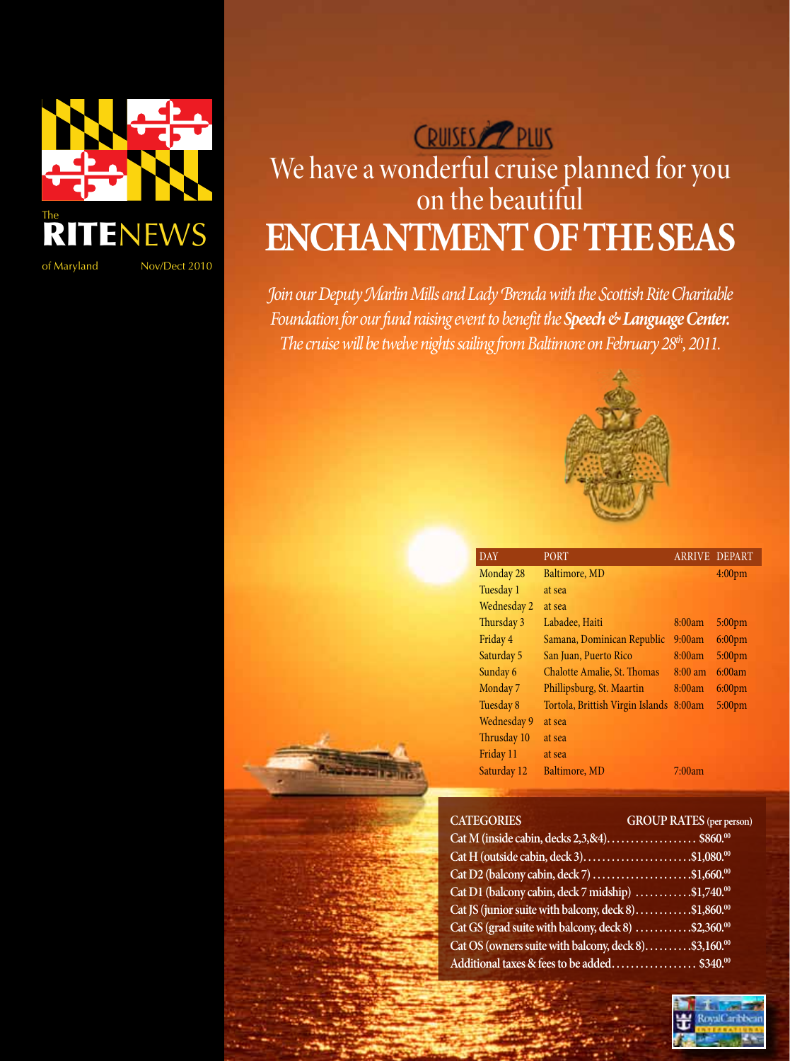The RITENEWS of Maryland Nov/Dect 2010

CRUISES PLUS

# We have a wonderful cruise planned for you on the beautiful ENCHANTMENT OF THE SEAS

*Join our Deputy Marlin Mills and Lady Brenda with the Scottish Rite Charitable Foundation for our fund raising event to benefit the **Speech & Language Center.** The cruise will be twelve nights sailing from Baltimore on February 28th, 2011.*

| DAY | PORT | ARRIVE | DEPART |
|---|---|---|---|
| Monday 28 | Baltimore, MD | | 4:00pm |
| Tuesday 1 | at sea | | |
| Wednesday 2 | at sea | | |
| Thursday 3 | Labadee, Haiti | 8:00am | 5:00pm |
| Friday 4 | Samana, Dominican Republic | 9:00am | 6:00pm |
| Saturday 5 | San Juan, Puerto Rico | 8:00am | 5:00pm |
| Sunday 6 | Chalotte Amalie, St. Thomas | 8:00 am | 6:00am |
| Monday 7 | Phillipsburg, St. Maartin | 8:00am | 6:00pm |
| Tuesday 8 | Tortola, Brittish Virgin Islands | 8:00am | 5:00pm |
| Wednesday 9 | at sea | | |
| Thrusday 10 | at sea | | |
| Friday 11 | at sea | | |
| Saturday 12 | Baltimore, MD | 7:00am | |

| CATEGORIES | GROUP RATES (per person) |
|---|---|
| Cat M (inside cabin, decks 2,3,&4) | $860.00 |
| Cat H (outside cabin, deck 3) | $1,080.00 |
| Cat D2 (balcony cabin, deck 7) | $1,660.00 |
| Cat D1 (balcony cabin, deck 7 midship) | $1,740.00 |
| Cat JS (junior suite with balcony, deck 8) | $1,860.00 |
| Cat GS (grad suite with balcony, deck 8) | $2,360.00 |
| Cat OS (owners suite with balcony, deck 8) | $3,160.00 |
| Additional taxes & fees to be added | $340.00 |

Royal Caribbean International